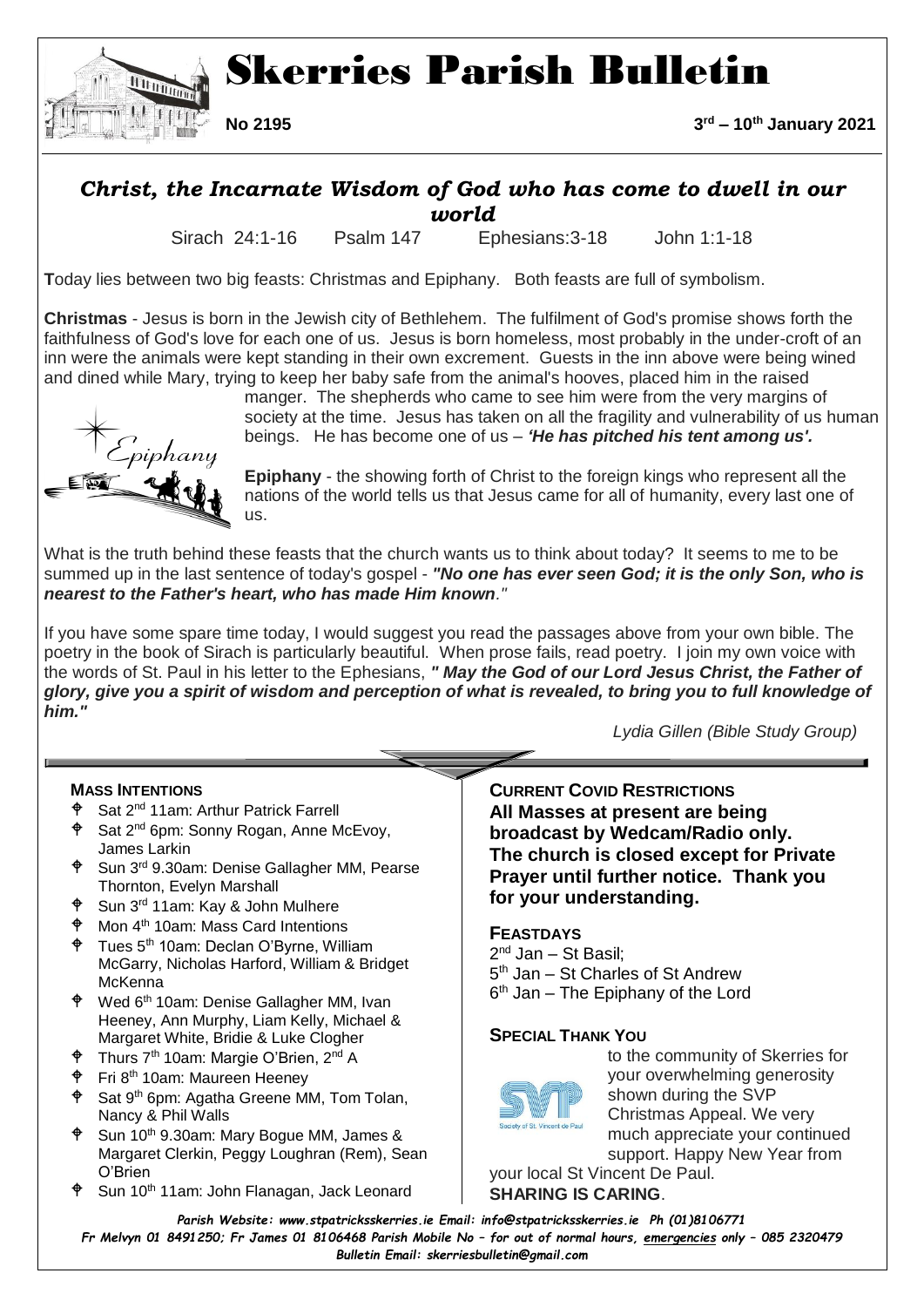# Skerries Parish Bulletin

**No 2195** **3rd – 10th January 2021**

## *Christ, the Incarnate Wisdom of God who has come to dwell in our world*

Sirach 24:1-16 Psalm 147 Ephesians:3-18 John 1:1-18

**T**oday lies between two big feasts: Christmas and Epiphany. Both feasts are full of symbolism.

**Christmas** - Jesus is born in the Jewish city of Bethlehem. The fulfilment of God's promise shows forth the faithfulness of God's love for each one of us. Jesus is born homeless, most probably in the under-croft of an inn were the animals were kept standing in their own excrement. Guests in the inn above were being wined and dined while Mary, trying to keep her baby safe from the animal's hooves, placed him in the raised manger. The shepherds who came to see him were from the very margins of society at the time. Jesus has taken on all the fragility and vulnerability of us human beings. He has become one of us – ***'He has pitched his tent among us'.***

**Epiphany** - the showing forth of Christ to the foreign kings who represent all the nations of the world tells us that Jesus came for all of humanity, every last one of us.

What is the truth behind these feasts that the church wants us to think about today? It seems to me to be summed up in the last sentence of today's gospel - ***"No one has ever seen God; it is the only Son, who is nearest to the Father's heart, who has made Him known***."

If you have some spare time today, I would suggest you read the passages above from your own bible. The poetry in the book of Sirach is particularly beautiful. When prose fails, read poetry. I join my own voice with the words of St. Paul in his letter to the Ephesians, ***" May the God of our Lord Jesus Christ, the Father of glory, give you a spirit of wisdom and perception of what is revealed, to bring you to full knowledge of him."***

*Lydia Gillen (Bible Study Group)*

### MASS INTENTIONS

- Sat 2nd 11am: Arthur Patrick Farrell
- Sat 2nd 6pm: Sonny Rogan, Anne McEvoy, James Larkin
- Sun 3rd 9.30am: Denise Gallagher MM, Pearse Thornton, Evelyn Marshall
- Sun 3rd 11am: Kay & John Mulhere
- Mon 4th 10am: Mass Card Intentions
- Tues 5th 10am: Declan O'Byrne, William McGarry, Nicholas Harford, William & Bridget McKenna
- Wed 6th 10am: Denise Gallagher MM, Ivan Heeney, Ann Murphy, Liam Kelly, Michael & Margaret White, Bridie & Luke Clogher
- Thurs 7th 10am: Margie O'Brien, 2nd A
- Fri 8th 10am: Maureen Heeney
- Sat 9th 6pm: Agatha Greene MM, Tom Tolan, Nancy & Phil Walls
- Sun 10th 9.30am: Mary Bogue MM, James & Margaret Clerkin, Peggy Loughran (Rem), Sean O'Brien
- Sun 10th 11am: John Flanagan, Jack Leonard

### CURRENT COVID RESTRICTIONS

**All Masses at present are being broadcast by Wedcam/Radio only. The church is closed except for Private Prayer until further notice. Thank you for your understanding.**

### FEASTDAYS

2nd Jan – St Basil;
5th Jan – St Charles of St Andrew
6th Jan – The Epiphany of the Lord

### SPECIAL THANK YOU

to the community of Skerries for your overwhelming generosity shown during the SVP Christmas Appeal. We very much appreciate your continued support. Happy New Year from your local St Vincent De Paul.
**SHARING IS CARING**.

*Parish Website: www.stpatricksskerries.ie Email: info@stpatricksskerries.ie Ph (01)8106771*
*Fr Melvyn 01 8491250; Fr James 01 8106468 Parish Mobile No – for out of normal hours, emergencies only – 085 2320479*
*Bulletin Email: skerriesbulletin@gmail.com*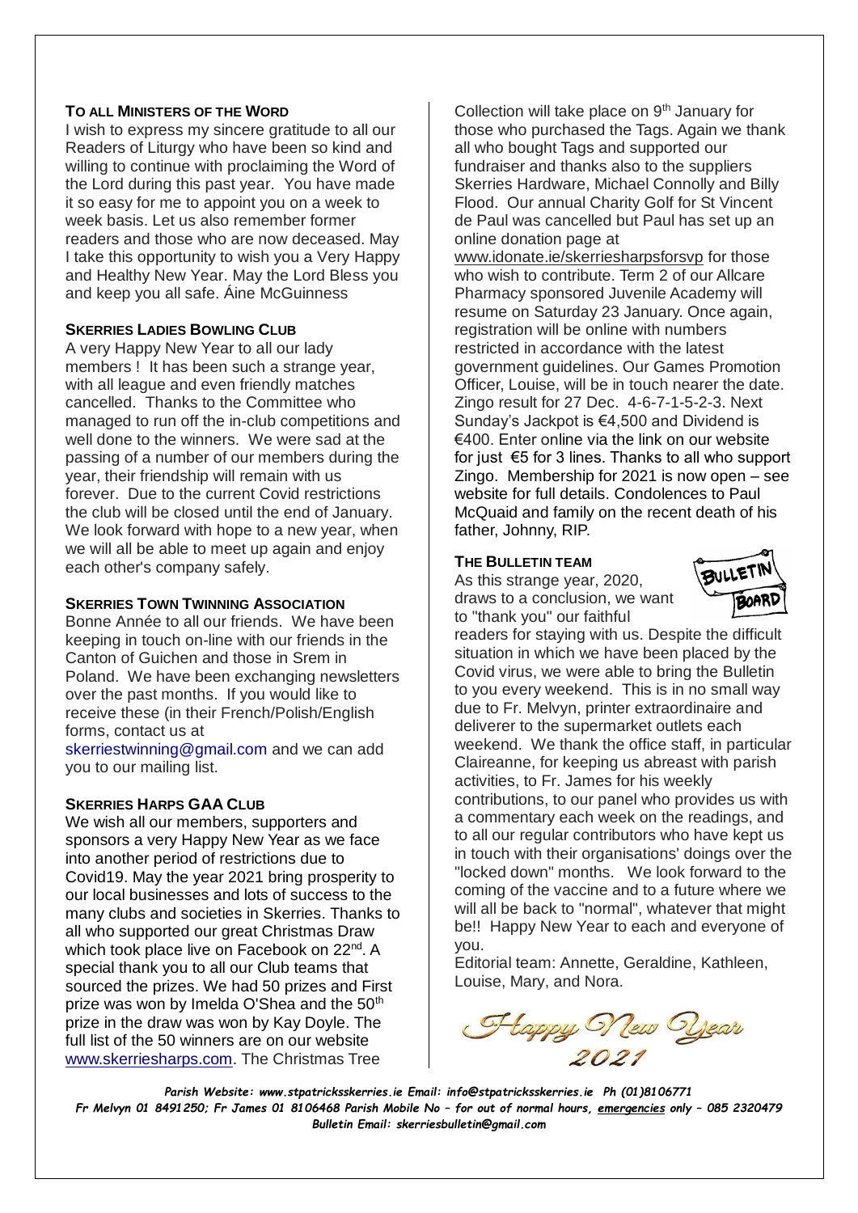### To All Ministers of the Word

I wish to express my sincere gratitude to all our Readers of Liturgy who have been so kind and willing to continue with proclaiming the Word of the Lord during this past year. You have made it so easy for me to appoint you on a week to week basis. Let us also remember former readers and those who are now deceased. May I take this opportunity to wish you a Very Happy and Healthy New Year. May the Lord Bless you and keep you all safe. Áine McGuinness

### Skerries Ladies Bowling Club

A very Happy New Year to all our lady members ! It has been such a strange year, with all league and even friendly matches cancelled. Thanks to the Committee who managed to run off the in-club competitions and well done to the winners. We were sad at the passing of a number of our members during the year, their friendship will remain with us forever. Due to the current Covid restrictions the club will be closed until the end of January. We look forward with hope to a new year, when we will all be able to meet up again and enjoy each other's company safely.

### Skerries Town Twinning Association

Bonne Année to all our friends. We have been keeping in touch on-line with our friends in the Canton of Guichen and those in Srem in Poland. We have been exchanging newsletters over the past months. If you would like to receive these (in their French/Polish/English forms, contact us at skerriestwinning@gmail.com and we can add you to our mailing list.

### Skerries Harps GAA Club

We wish all our members, supporters and sponsors a very Happy New Year as we face into another period of restrictions due to Covid19. May the year 2021 bring prosperity to our local businesses and lots of success to the many clubs and societies in Skerries. Thanks to all who supported our great Christmas Draw which took place live on Facebook on 22nd. A special thank you to all our Club teams that sourced the prizes. We had 50 prizes and First prize was won by Imelda O'Shea and the 50th prize in the draw was won by Kay Doyle. The full list of the 50 winners are on our website www.skerriesharps.com. The Christmas Tree Collection will take place on 9th January for those who purchased the Tags. Again we thank all who bought Tags and supported our fundraiser and thanks also to the suppliers Skerries Hardware, Michael Connolly and Billy Flood. Our annual Charity Golf for St Vincent de Paul was cancelled but Paul has set up an online donation page at www.idonate.ie/skerriesharpsforsvp for those who wish to contribute. Term 2 of our Allcare Pharmacy sponsored Juvenile Academy will resume on Saturday 23 January. Once again, registration will be online with numbers restricted in accordance with the latest government guidelines. Our Games Promotion Officer, Louise, will be in touch nearer the date. Zingo result for 27 Dec. 4-6-7-1-5-2-3. Next Sunday's Jackpot is €4,500 and Dividend is €400. Enter online via the link on our website for just €5 for 3 lines. Thanks to all who support Zingo. Membership for 2021 is now open – see website for full details. Condolences to Paul McQuaid and family on the recent death of his father, Johnny, RIP.

### The Bulletin Team

As this strange year, 2020, draws to a conclusion, we want to "thank you" our faithful readers for staying with us. Despite the difficult situation in which we have been placed by the Covid virus, we were able to bring the Bulletin to you every weekend. This is in no small way due to Fr. Melvyn, printer extraordinaire and deliverer to the supermarket outlets each weekend. We thank the office staff, in particular Claireanne, for keeping us abreast with parish activities, to Fr. James for his weekly contributions, to our panel who provides us with a commentary each week on the readings, and to all our regular contributors who have kept us in touch with their organisations' doings over the "locked down" months. We look forward to the coming of the vaccine and to a future where we will all be back to "normal", whatever that might be!! Happy New Year to each and everyone of you.

Editorial team: Annette, Geraldine, Kathleen, Louise, Mary, and Nora.

*Happy New Year 2021*

*Parish Website: www.stpatricksskerries.ie Email: info@stpatricksskerries.ie Ph (01)8106771*
*Fr Melvyn 01 8491250; Fr James 01 8106468 Parish Mobile No – for out of normal hours, emergencies only – 085 2320479*
*Bulletin Email: skerriesbulletin@gmail.com*